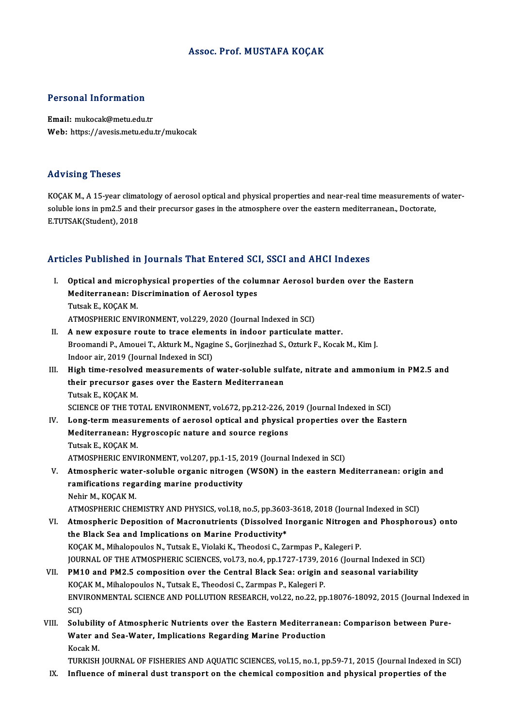# Assoc. Prof. MUSTAFA KOÇAK

## Personal Information

**Email:** mukocak@metu.edu.tr
**Web:** https://avesis.metu.edu.tr/mukocak

## Advising Theses

KOÇAK M., A 15-year climatology of aerosol optical and physical properties and near-real time measurements of water-soluble ions in pm2.5 and their precursor gases in the atmosphere over the eastern mediterranean., Doctorate, E.TUTSAK(Student), 2018

## Articles Published in Journals That Entered SCI, SSCI and AHCI Indexes

I. **Optical and microphysical properties of the columnar Aerosol burden over the Eastern Mediterranean: Discrimination of Aerosol types**
Tutsak E., KOÇAK M.
ATMOSPHERIC ENVIRONMENT, vol.229, 2020 (Journal Indexed in SCI)

II. **A new exposure route to trace elements in indoor particulate matter.**
Broomandi P., Amouei T., Akturk M., Ngagine S., Gorjinezhad S., Ozturk F., Kocak M., Kim J.
Indoor air, 2019 (Journal Indexed in SCI)

III. **High time-resolved measurements of water-soluble sulfate, nitrate and ammonium in PM2.5 and their precursor gases over the Eastern Mediterranean**
Tutsak E., KOÇAK M.
SCIENCE OF THE TOTAL ENVIRONMENT, vol.672, pp.212-226, 2019 (Journal Indexed in SCI)

IV. **Long-term measurements of aerosol optical and physical properties over the Eastern Mediterranean: Hygroscopic nature and source regions**
Tutsak E., KOÇAK M.
ATMOSPHERIC ENVIRONMENT, vol.207, pp.1-15, 2019 (Journal Indexed in SCI)

V. **Atmospheric water-soluble organic nitrogen (WSON) in the eastern Mediterranean: origin and ramifications regarding marine productivity**
Nehir M., KOÇAK M.
ATMOSPHERIC CHEMISTRY AND PHYSICS, vol.18, no.5, pp.3603-3618, 2018 (Journal Indexed in SCI)

VI. **Atmospheric Deposition of Macronutrients (Dissolved Inorganic Nitrogen and Phosphorous) onto the Black Sea and Implications on Marine Productivity***
KOÇAK M., Mihalopoulos N., Tutsak E., Violaki K., Theodosi C., Zarmpas P., Kalegeri P.
JOURNAL OF THE ATMOSPHERIC SCIENCES, vol.73, no.4, pp.1727-1739, 2016 (Journal Indexed in SCI)

VII. **PM10 and PM2.5 composition over the Central Black Sea: origin and seasonal variability**
KOÇAK M., Mihalopoulos N., Tutsak E., Theodosi C., Zarmpas P., Kalegeri P.
ENVIRONMENTAL SCIENCE AND POLLUTION RESEARCH, vol.22, no.22, pp.18076-18092, 2015 (Journal Indexed in SCI)

VIII. **Solubility of Atmospheric Nutrients over the Eastern Mediterranean: Comparison between Pure-Water and Sea-Water, Implications Regarding Marine Production**
Kocak M.
TURKISH JOURNAL OF FISHERIES AND AQUATIC SCIENCES, vol.15, no.1, pp.59-71, 2015 (Journal Indexed in SCI)

IX. **Influence of mineral dust transport on the chemical composition and physical properties of the**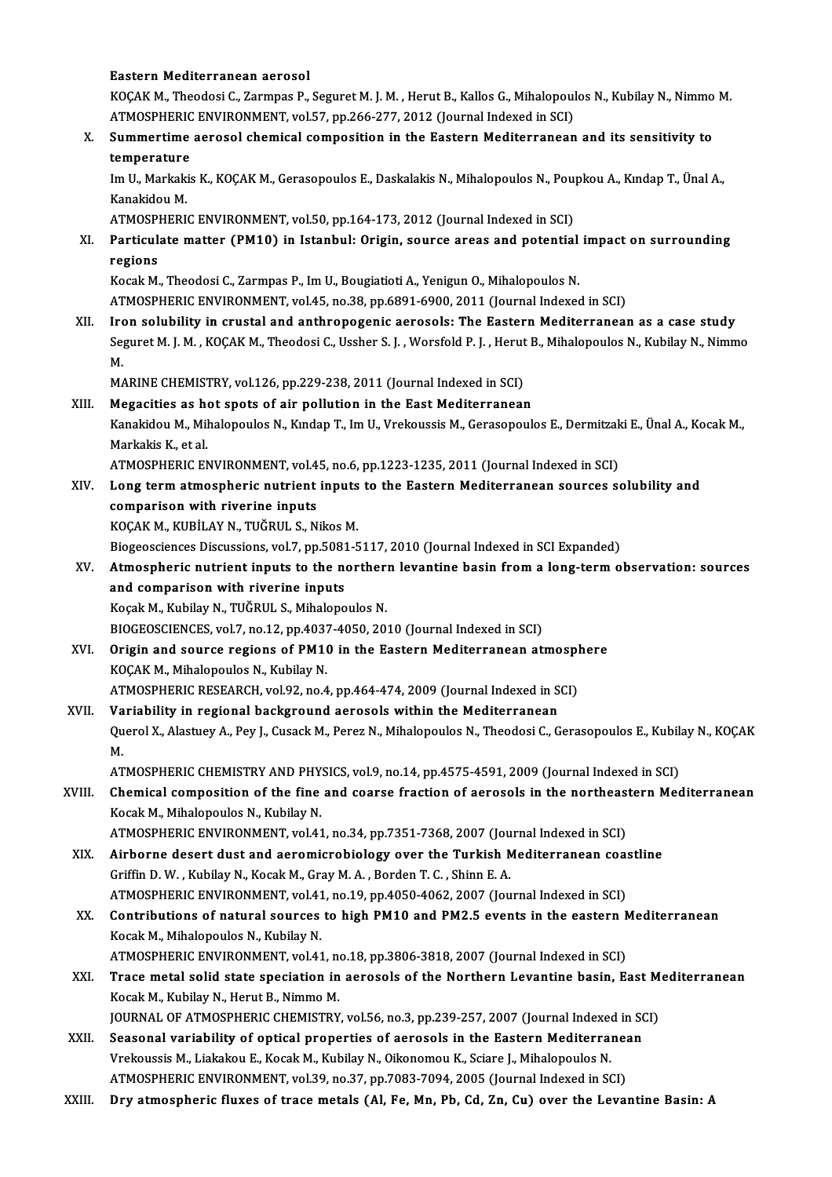**Eastern Mediterranean aerosol**
KOÇAK M., Theodosi C., Zarmpas P., Seguret M. J. M. , Herut B., Kallos G., Mihalopoulos N., Kubilay N., Nimmo M.
ATMOSPHERIC ENVIRONMENT, vol.57, pp.266-277, 2012 (Journal Indexed in SCI)

X. **Summertime aerosol chemical composition in the Eastern Mediterranean and its sensitivity to temperature**
Im U., Markakis K., KOÇAK M., Gerasopoulos E., Daskalakis N., Mihalopoulos N., Poupkou A., Kındap T., Ünal A., Kanakidou M.
ATMOSPHERIC ENVIRONMENT, vol.50, pp.164-173, 2012 (Journal Indexed in SCI)

XI. **Particulate matter (PM10) in Istanbul: Origin, source areas and potential impact on surrounding regions**
Kocak M., Theodosi C., Zarmpas P., Im U., Bougiatioti A., Yenigun O., Mihalopoulos N.
ATMOSPHERIC ENVIRONMENT, vol.45, no.38, pp.6891-6900, 2011 (Journal Indexed in SCI)

XII. **Iron solubility in crustal and anthropogenic aerosols: The Eastern Mediterranean as a case study**
Seguret M. J. M. , KOÇAK M., Theodosi C., Ussher S. J. , Worsfold P. J. , Herut B., Mihalopoulos N., Kubilay N., Nimmo M.
MARINE CHEMISTRY, vol.126, pp.229-238, 2011 (Journal Indexed in SCI)

XIII. **Megacities as hot spots of air pollution in the East Mediterranean**
Kanakidou M., Mihalopoulos N., Kındap T., Im U., Vrekoussis M., Gerasopoulos E., Dermitzaki E., Ünal A., Kocak M., Markakis K., et al.
ATMOSPHERIC ENVIRONMENT, vol.45, no.6, pp.1223-1235, 2011 (Journal Indexed in SCI)

XIV. **Long term atmospheric nutrient inputs to the Eastern Mediterranean sources solubility and comparison with riverine inputs**
KOÇAK M., KUBİLAY N., TUĞRUL S., Nikos M.
Biogeosciences Discussions, vol.7, pp.5081-5117, 2010 (Journal Indexed in SCI Expanded)

XV. **Atmospheric nutrient inputs to the northern levantine basin from a long-term observation: sources and comparison with riverine inputs**
Koçak M., Kubilay N., TUĞRUL S., Mihalopoulos N.
BIOGEOSCIENCES, vol.7, no.12, pp.4037-4050, 2010 (Journal Indexed in SCI)

XVI. **Origin and source regions of PM10 in the Eastern Mediterranean atmosphere**
KOÇAK M., Mihalopoulos N., Kubilay N.
ATMOSPHERIC RESEARCH, vol.92, no.4, pp.464-474, 2009 (Journal Indexed in SCI)

XVII. **Variability in regional background aerosols within the Mediterranean**
Querol X., Alastuey A., Pey J., Cusack M., Perez N., Mihalopoulos N., Theodosi C., Gerasopoulos E., Kubilay N., KOÇAK M.
ATMOSPHERIC CHEMISTRY AND PHYSICS, vol.9, no.14, pp.4575-4591, 2009 (Journal Indexed in SCI)

XVIII. **Chemical composition of the fine and coarse fraction of aerosols in the northeastern Mediterranean**
Kocak M., Mihalopoulos N., Kubilay N.
ATMOSPHERIC ENVIRONMENT, vol.41, no.34, pp.7351-7368, 2007 (Journal Indexed in SCI)

XIX. **Airborne desert dust and aeromicrobiology over the Turkish Mediterranean coastline**
Griffin D. W. , Kubilay N., Kocak M., Gray M. A. , Borden T. C. , Shinn E. A.
ATMOSPHERIC ENVIRONMENT, vol.41, no.19, pp.4050-4062, 2007 (Journal Indexed in SCI)

XX. **Contributions of natural sources to high PM10 and PM2.5 events in the eastern Mediterranean**
Kocak M., Mihalopoulos N., Kubilay N.
ATMOSPHERIC ENVIRONMENT, vol.41, no.18, pp.3806-3818, 2007 (Journal Indexed in SCI)

XXI. **Trace metal solid state speciation in aerosols of the Northern Levantine basin, East Mediterranean**
Kocak M., Kubilay N., Herut B., Nimmo M.
JOURNAL OF ATMOSPHERIC CHEMISTRY, vol.56, no.3, pp.239-257, 2007 (Journal Indexed in SCI)

XXII. **Seasonal variability of optical properties of aerosols in the Eastern Mediterranean**
Vrekoussis M., Liakakou E., Kocak M., Kubilay N., Oikonomou K., Sciare J., Mihalopoulos N.
ATMOSPHERIC ENVIRONMENT, vol.39, no.37, pp.7083-7094, 2005 (Journal Indexed in SCI)

XXIII. **Dry atmospheric fluxes of trace metals (Al, Fe, Mn, Pb, Cd, Zn, Cu) over the Levantine Basin: A**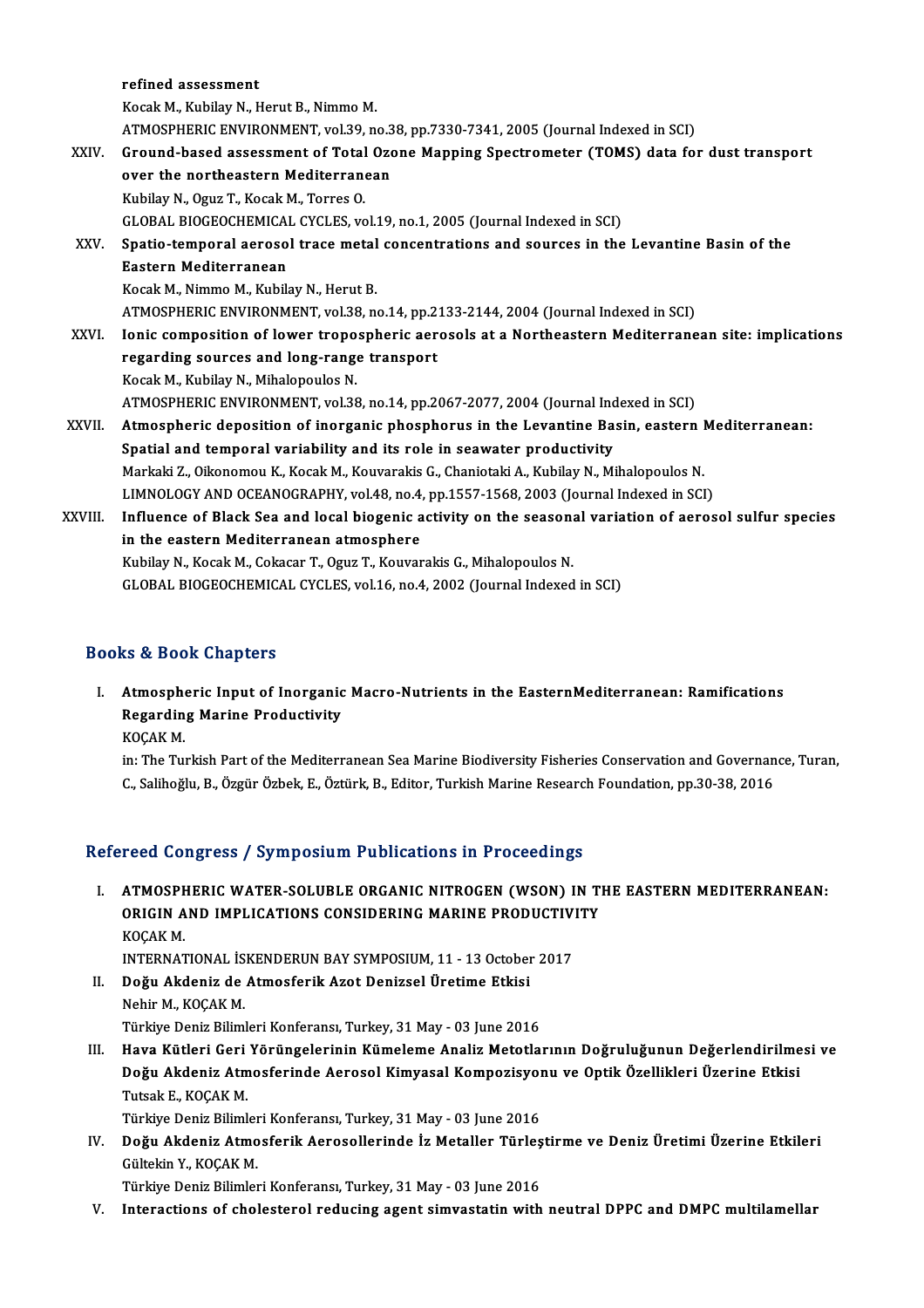refined assessment
Kocak M., Kubilay N., Herut B., Nimmo M.
ATMOSPHERIC ENVIRONMENT, vol.39, no.38, pp.7330-7341, 2005 (Journal Indexed in SCI)

XXIV. **Ground-based assessment of Total Ozone Mapping Spectrometer (TOMS) data for dust transport over the northeastern Mediterranean**
Kubilay N., Oguz T., Kocak M., Torres O.
GLOBAL BIOGEOCHEMICAL CYCLES, vol.19, no.1, 2005 (Journal Indexed in SCI)

XXV. **Spatio-temporal aerosol trace metal concentrations and sources in the Levantine Basin of the Eastern Mediterranean**
Kocak M., Nimmo M., Kubilay N., Herut B.
ATMOSPHERIC ENVIRONMENT, vol.38, no.14, pp.2133-2144, 2004 (Journal Indexed in SCI)

XXVI. **Ionic composition of lower tropospheric aerosols at a Northeastern Mediterranean site: implications regarding sources and long-range transport**
Kocak M., Kubilay N., Mihalopoulos N.
ATMOSPHERIC ENVIRONMENT, vol.38, no.14, pp.2067-2077, 2004 (Journal Indexed in SCI)

XXVII. **Atmospheric deposition of inorganic phosphorus in the Levantine Basin, eastern Mediterranean: Spatial and temporal variability and its role in seawater productivity**
Markaki Z., Oikonomou K., Kocak M., Kouvarakis G., Chaniotaki A., Kubilay N., Mihalopoulos N.
LIMNOLOGY AND OCEANOGRAPHY, vol.48, no.4, pp.1557-1568, 2003 (Journal Indexed in SCI)

XXVIII. **Influence of Black Sea and local biogenic activity on the seasonal variation of aerosol sulfur species in the eastern Mediterranean atmosphere**
Kubilay N., Kocak M., Cokacar T., Oguz T., Kouvarakis G., Mihalopoulos N.
GLOBAL BIOGEOCHEMICAL CYCLES, vol.16, no.4, 2002 (Journal Indexed in SCI)

## Books & Book Chapters

I. **Atmospheric Input of Inorganic Macro-Nutrients in the EasternMediterranean: Ramifications Regarding Marine Productivity**
KOÇAK M.
in: The Turkish Part of the Mediterranean Sea Marine Biodiversity Fisheries Conservation and Governance, Turan, C., Salihoğlu, B., Özgür Özbek, E., Öztürk, B., Editor, Turkish Marine Research Foundation, pp.30-38, 2016

## Refereed Congress / Symposium Publications in Proceedings

I. **ATMOSPHERIC WATER-SOLUBLE ORGANIC NITROGEN (WSON) IN THE EASTERN MEDITERRANEAN: ORIGIN AND IMPLICATIONS CONSIDERING MARINE PRODUCTIVITY**
KOÇAK M.
INTERNATIONAL İSKENDERUN BAY SYMPOSIUM, 11 - 13 October 2017

II. **Doğu Akdeniz de Atmosferik Azot Denizsel Üretime Etkisi**
Nehir M., KOÇAK M.
Türkiye Deniz Bilimleri Konferansı, Turkey, 31 May - 03 June 2016

III. **Hava Kütleri Geri Yörüngelerinin Kümeleme Analiz Metotlarının Doğruluğunun Değerlendirilmesi ve Doğu Akdeniz Atmosferinde Aerosol Kimyasal Kompozisyonu ve Optik Özellikleri Üzerine Etkisi**
Tutsak E., KOÇAK M.
Türkiye Deniz Bilimleri Konferansı, Turkey, 31 May - 03 June 2016

IV. **Doğu Akdeniz Atmosferik Aerosollerinde İz Metaller Türleştirme ve Deniz Üretimi Üzerine Etkileri**
Gültekin Y., KOÇAK M.
Türkiye Deniz Bilimleri Konferansı, Turkey, 31 May - 03 June 2016

V. **Interactions of cholesterol reducing agent simvastatin with neutral DPPC and DMPC multilamellar**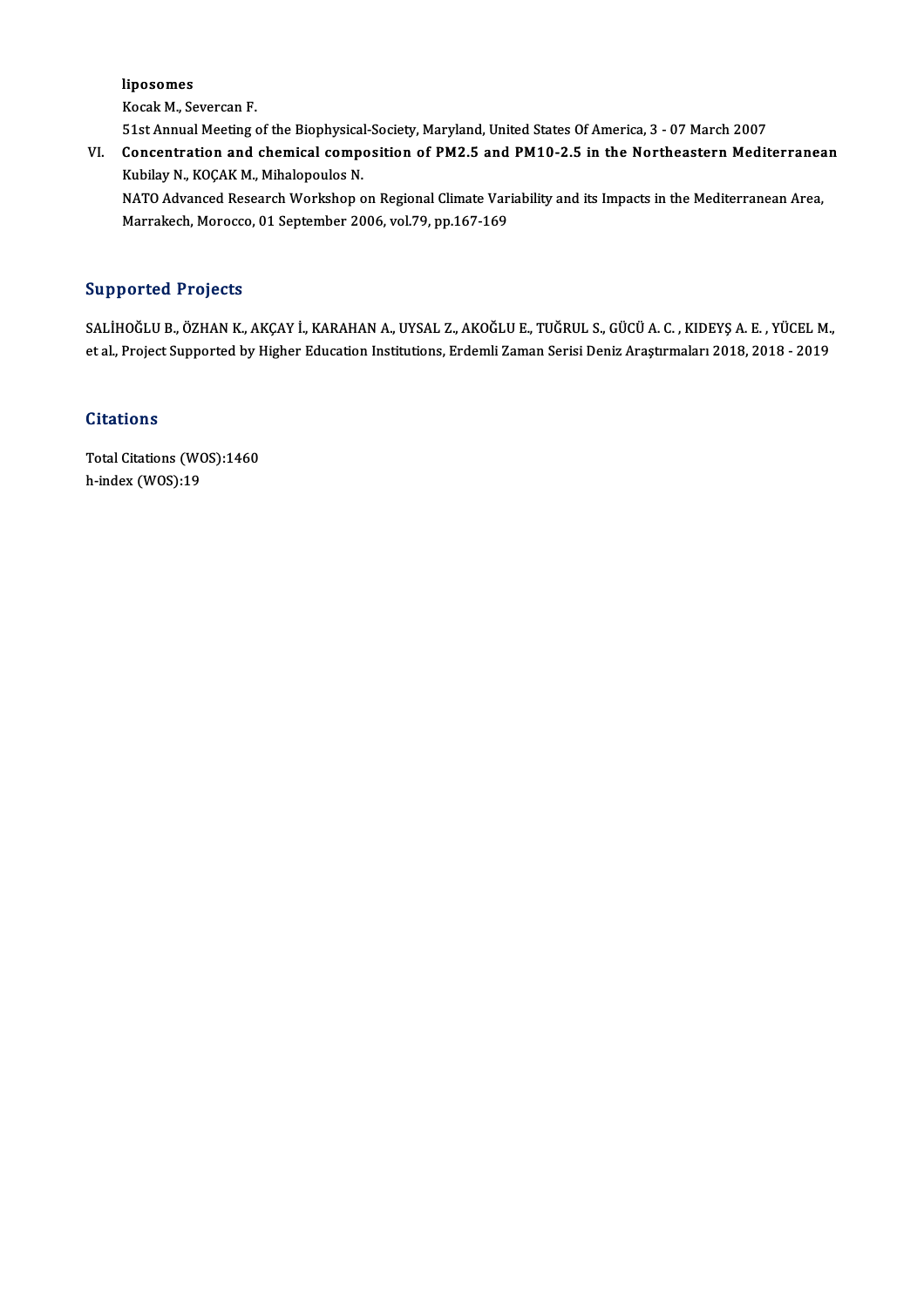**liposomes**
Kocak M., Severcan F.
51st Annual Meeting of the Biophysical-Society, Maryland, United States Of America, 3 - 07 March 2007

VI. **Concentration and chemical composition of PM2.5 and PM10-2.5 in the Northeastern Mediterranean**
Kubilay N., KOÇAK M., Mihalopoulos N.
NATO Advanced Research Workshop on Regional Climate Variability and its Impacts in the Mediterranean Area, Marrakech, Morocco, 01 September 2006, vol.79, pp.167-169

## Supported Projects

SALİHOĞLU B., ÖZHAN K., AKÇAY İ., KARAHAN A., UYSAL Z., AKOĞLU E., TUĞRUL S., GÜCÜ A. C. , KIDEYŞ A. E. , YÜCEL M., et al., Project Supported by Higher Education Institutions, Erdemli Zaman Serisi Deniz Araştırmaları 2018, 2018 - 2019

## Citations

Total Citations (WOS):1460
h-index (WOS):19